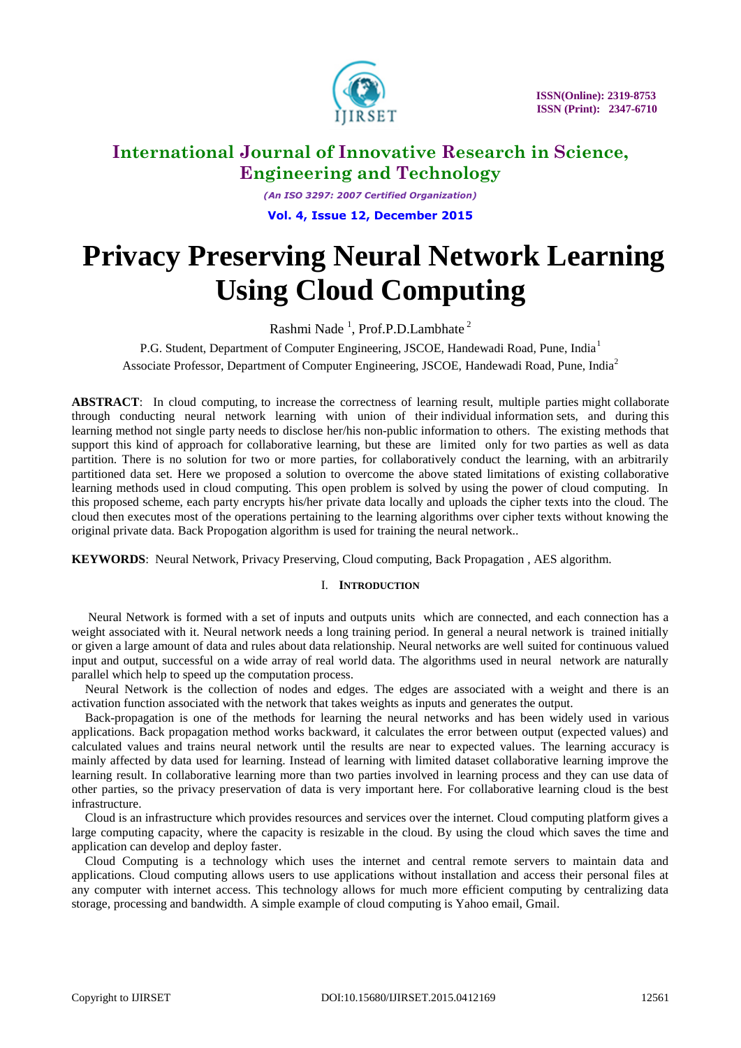# Privacy Preserving Neural Network Learning Using Cloud Computing

Rashmi Nade [1], Prof.P.D.Lambhate [2]

P.G. Student, Department of Computer Engineering, JSCOE, Handewadi Road, Pune, India[1]

Associate Professor, Department of Computer Engineering, JSCOE, Handewadi Road, Pune, India[2]

**ABSTRACT**: In cloud computing, to increase the correctness of learning result, multiple parties might collaborate through conducting neural network learning with union of their individual information sets, and during this learning method not single party needs to disclose her/his non-public information to others. The existing methods that support this kind of approach for collaborative learning, but these are limited only for two parties as well as data partition. There is no solution for two or more parties, for collaboratively conduct the learning, with an arbitrarily partitioned data set. Here we proposed a solution to overcome the above stated limitations of existing collaborative learning methods used in cloud computing. This open problem is solved by using the power of cloud computing. In this proposed scheme, each party encrypts his/her private data locally and uploads the cipher texts into the cloud. The cloud then executes most of the operations pertaining to the learning algorithms over cipher texts without knowing the original private data. Back Propogation algorithm is used for training the neural network..

**KEYWORDS**: Neural Network, Privacy Preserving, Cloud computing, Back Propagation , AES algorithm.

## I. INTRODUCTION

Neural Network is formed with a set of inputs and outputs units which are connected, and each connection has a weight associated with it. Neural network needs a long training period. In general a neural network is trained initially or given a large amount of data and rules about data relationship. Neural networks are well suited for continuous valued input and output, successful on a wide array of real world data. The algorithms used in neural network are naturally parallel which help to speed up the computation process.

Neural Network is the collection of nodes and edges. The edges are associated with a weight and there is an activation function associated with the network that takes weights as inputs and generates the output.

Back-propagation is one of the methods for learning the neural networks and has been widely used in various applications. Back propagation method works backward, it calculates the error between output (expected values) and calculated values and trains neural network until the results are near to expected values. The learning accuracy is mainly affected by data used for learning. Instead of learning with limited dataset collaborative learning improve the learning result. In collaborative learning more than two parties involved in learning process and they can use data of other parties, so the privacy preservation of data is very important here. For collaborative learning cloud is the best infrastructure.

Cloud is an infrastructure which provides resources and services over the internet. Cloud computing platform gives a large computing capacity, where the capacity is resizable in the cloud. By using the cloud which saves the time and application can develop and deploy faster.

Cloud Computing is a technology which uses the internet and central remote servers to maintain data and applications. Cloud computing allows users to use applications without installation and access their personal files at any computer with internet access. This technology allows for much more efficient computing by centralizing data storage, processing and bandwidth. A simple example of cloud computing is Yahoo email, Gmail.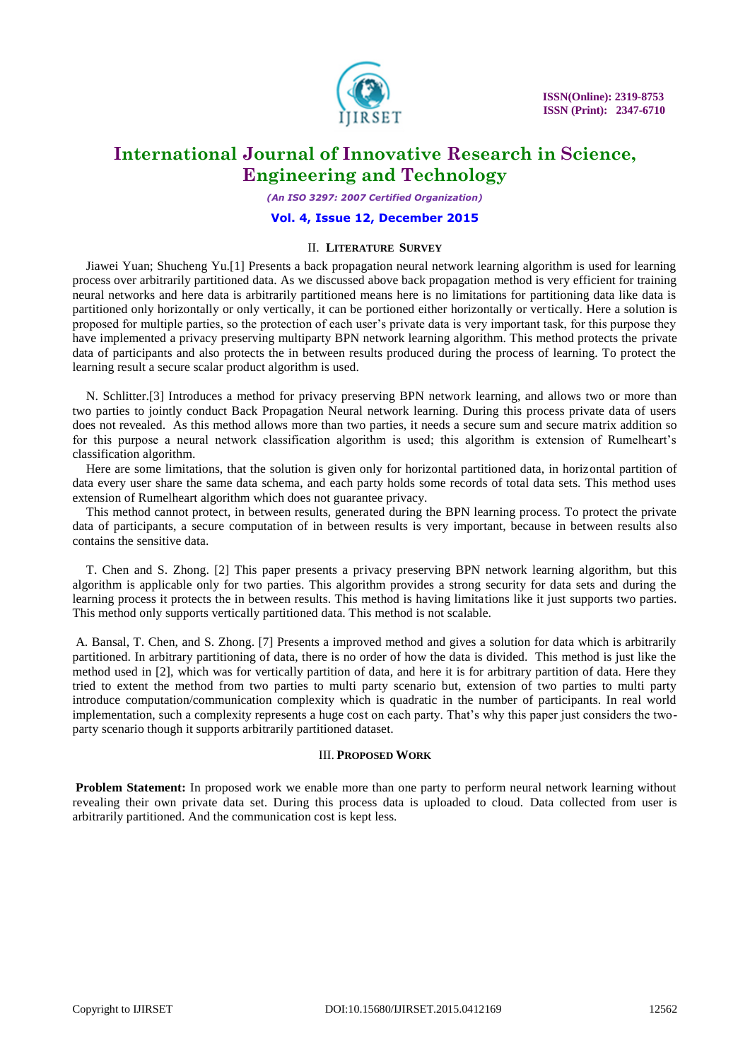## II. LITERATURE SURVEY

Jiawei Yuan; Shucheng Yu.[1] Presents a back propagation neural network learning algorithm is used for learning process over arbitrarily partitioned data. As we discussed above back propagation method is very efficient for training neural networks and here data is arbitrarily partitioned means here is no limitations for partitioning data like data is partitioned only horizontally or only vertically, it can be portioned either horizontally or vertically. Here a solution is proposed for multiple parties, so the protection of each user's private data is very important task, for this purpose they have implemented a privacy preserving multiparty BPN network learning algorithm. This method protects the private data of participants and also protects the in between results produced during the process of learning. To protect the learning result a secure scalar product algorithm is used.

N. Schlitter.[3] Introduces a method for privacy preserving BPN network learning, and allows two or more than two parties to jointly conduct Back Propagation Neural network learning. During this process private data of users does not revealed. As this method allows more than two parties, it needs a secure sum and secure matrix addition so for this purpose a neural network classification algorithm is used; this algorithm is extension of Rumelheart's classification algorithm.

Here are some limitations, that the solution is given only for horizontal partitioned data, in horizontal partition of data every user share the same data schema, and each party holds some records of total data sets. This method uses extension of Rumelheart algorithm which does not guarantee privacy.

This method cannot protect, in between results, generated during the BPN learning process. To protect the private data of participants, a secure computation of in between results is very important, because in between results also contains the sensitive data.

T. Chen and S. Zhong. [2] This paper presents a privacy preserving BPN network learning algorithm, but this algorithm is applicable only for two parties. This algorithm provides a strong security for data sets and during the learning process it protects the in between results. This method is having limitations like it just supports two parties. This method only supports vertically partitioned data. This method is not scalable.

A. Bansal, T. Chen, and S. Zhong. [7] Presents a improved method and gives a solution for data which is arbitrarily partitioned. In arbitrary partitioning of data, there is no order of how the data is divided. This method is just like the method used in [2], which was for vertically partition of data, and here it is for arbitrary partition of data. Here they tried to extent the method from two parties to multi party scenario but, extension of two parties to multi party introduce computation/communication complexity which is quadratic in the number of participants. In real world implementation, such a complexity represents a huge cost on each party. That's why this paper just considers the two-party scenario though it supports arbitrarily partitioned dataset.

## III. PROPOSED WORK

**Problem Statement:** In proposed work we enable more than one party to perform neural network learning without revealing their own private data set. During this process data is uploaded to cloud. Data collected from user is arbitrarily partitioned. And the communication cost is kept less.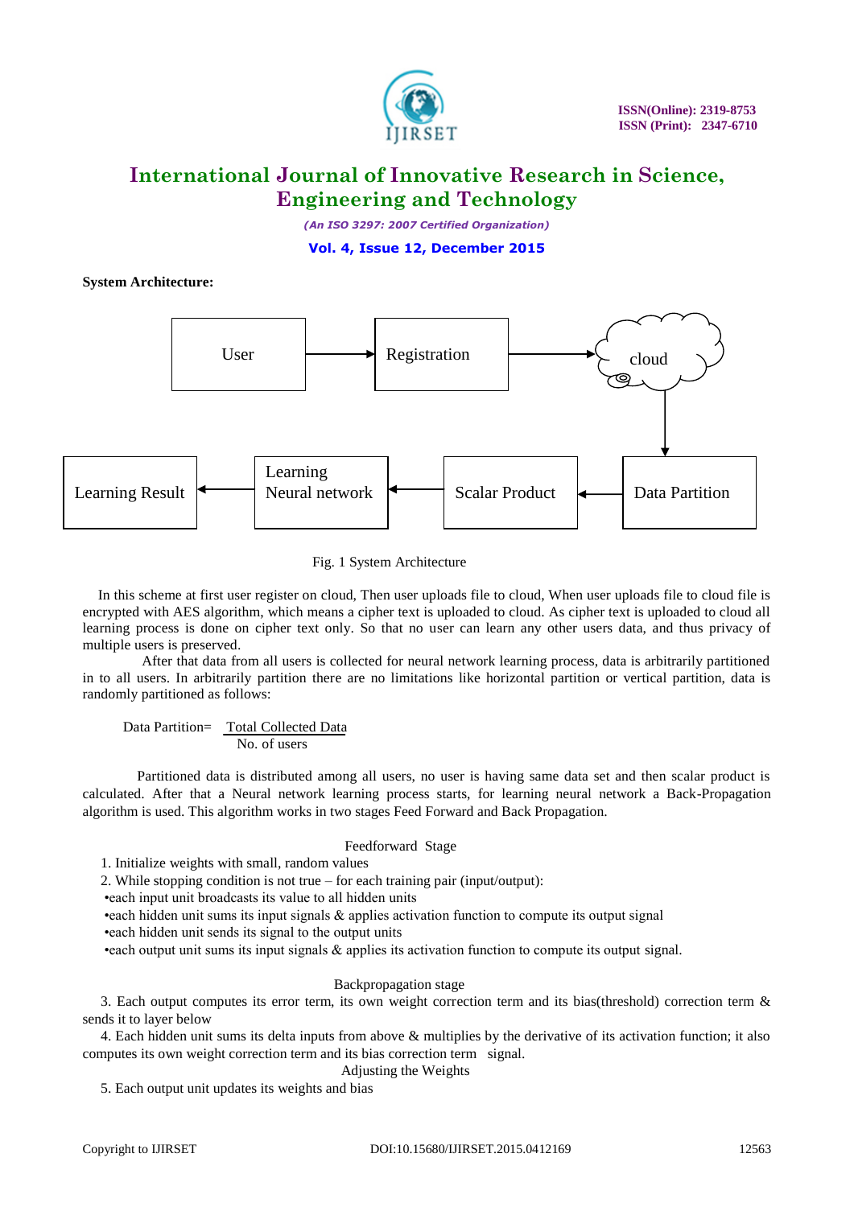**System Architecture:**

Fig. 1 System Architecture

In this scheme at first user register on cloud, Then user uploads file to cloud, When user uploads file to cloud file is encrypted with AES algorithm, which means a cipher text is uploaded to cloud. As cipher text is uploaded to cloud all learning process is done on cipher text only. So that no user can learn any other users data, and thus privacy of multiple users is preserved.

After that data from all users is collected for neural network learning process, data is arbitrarily partitioned in to all users. In arbitrarily partition there are no limitations like horizontal partition or vertical partition, data is randomly partitioned as follows:

$$\text{Data Partition} = \frac{\text{Total Collected Data}}{\text{No. of users}}$$

Partitioned data is distributed among all users, no user is having same data set and then scalar product is calculated. After that a Neural network learning process starts, for learning neural network a Back-Propagation algorithm is used. This algorithm works in two stages Feed Forward and Back Propagation.

Feedforward Stage

1. Initialize weights with small, random values
2. While stopping condition is not true – for each training pair (input/output):

•each input unit broadcasts its value to all hidden units
•each hidden unit sums its input signals & applies activation function to compute its output signal
•each hidden unit sends its signal to the output units
•each output unit sums its input signals & applies its activation function to compute its output signal.

Backpropagation stage

3. Each output computes its error term, its own weight correction term and its bias(threshold) correction term & sends it to layer below
4. Each hidden unit sums its delta inputs from above & multiplies by the derivative of its activation function; it also computes its own weight correction term and its bias correction term signal.

Adjusting the Weights

5. Each output unit updates its weights and bias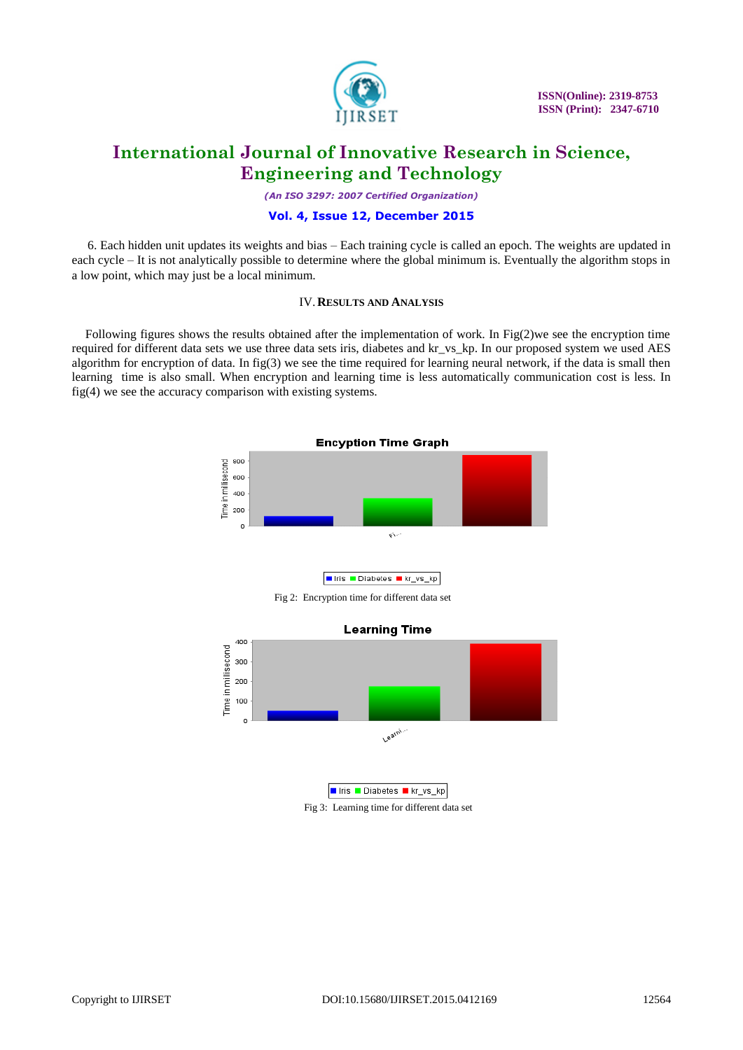6. Each hidden unit updates its weights and bias – Each training cycle is called an epoch. The weights are updated in each cycle – It is not analytically possible to determine where the global minimum is. Eventually the algorithm stops in a low point, which may just be a local minimum.

## IV. RESULTS AND ANALYSIS

Following figures shows the results obtained after the implementation of work. In Fig(2)we see the encryption time required for different data sets we use three data sets iris, diabetes and kr_vs_kp. In our proposed system we used AES algorithm for encryption of data. In fig(3) we see the time required for learning neural network, if the data is small then learning time is also small. When encryption and learning time is less automatically communication cost is less. In fig(4) we see the accuracy comparison with existing systems.

Fig 2: Encryption time for different data set

Fig 3: Learning time for different data set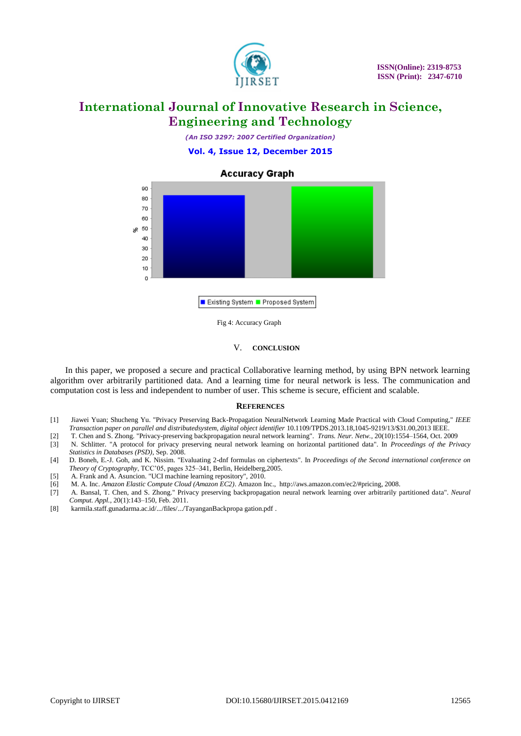Accuracy Graph

%

90
80
70
60
50
40
30
20
10
0

Existing System   Proposed System

Fig 4: Accuracy Graph

## V. CONCLUSION

In this paper, we proposed a secure and practical Collaborative learning method, by using BPN network learning algorithm over arbitrarily partitioned data. And a learning time for neural network is less. The communication and computation cost is less and independent to number of user. This scheme is secure, efficient and scalable.

## REFERENCES

[1] Jiawei Yuan; Shucheng Yu. "Privacy Preserving Back-Propagation NeuralNetwork Learning Made Practical with Cloud Computing," *IEEE Transaction paper on parallel and distributedsystem, digital object identifier* 10.1109/TPDS.2013.18,1045-9219/13/$31.00,2013 IEEE.

[2] T. Chen and S. Zhong. "Privacy-preserving backpropagation neural network learning". *Trans. Neur. Netw.*, 20(10):1554–1564, Oct. 2009

[3] N. Schlitter. "A protocol for privacy preserving neural network learning on horizontal partitioned data". In *Proceedings of the Privacy Statistics in Databases (PSD)*, Sep. 2008.

[4] D. Boneh, E.-J. Goh, and K. Nissim. "Evaluating 2-dnf formulas on ciphertexts". In *Proceedings of the Second international conference on Theory of Cryptography*, TCC'05, pages 325–341, Berlin, Heidelberg,2005.

[5] A. Frank and A. Asuncion. "UCI machine learning repository", 2010.

[6] M. A. Inc. *Amazon Elastic Compute Cloud (Amazon EC2)*. Amazon Inc., http://aws.amazon.com/ec2/#pricing, 2008.

[7] A. Bansal, T. Chen, and S. Zhong." Privacy preserving backpropagation neural network learning over arbitrarily partitioned data". *Neural Comput. Appl.*, 20(1):143–150, Feb. 2011.

[8] karmila.staff.gunadarma.ac.id/.../files/.../TayanganBackpropa gation.pdf .